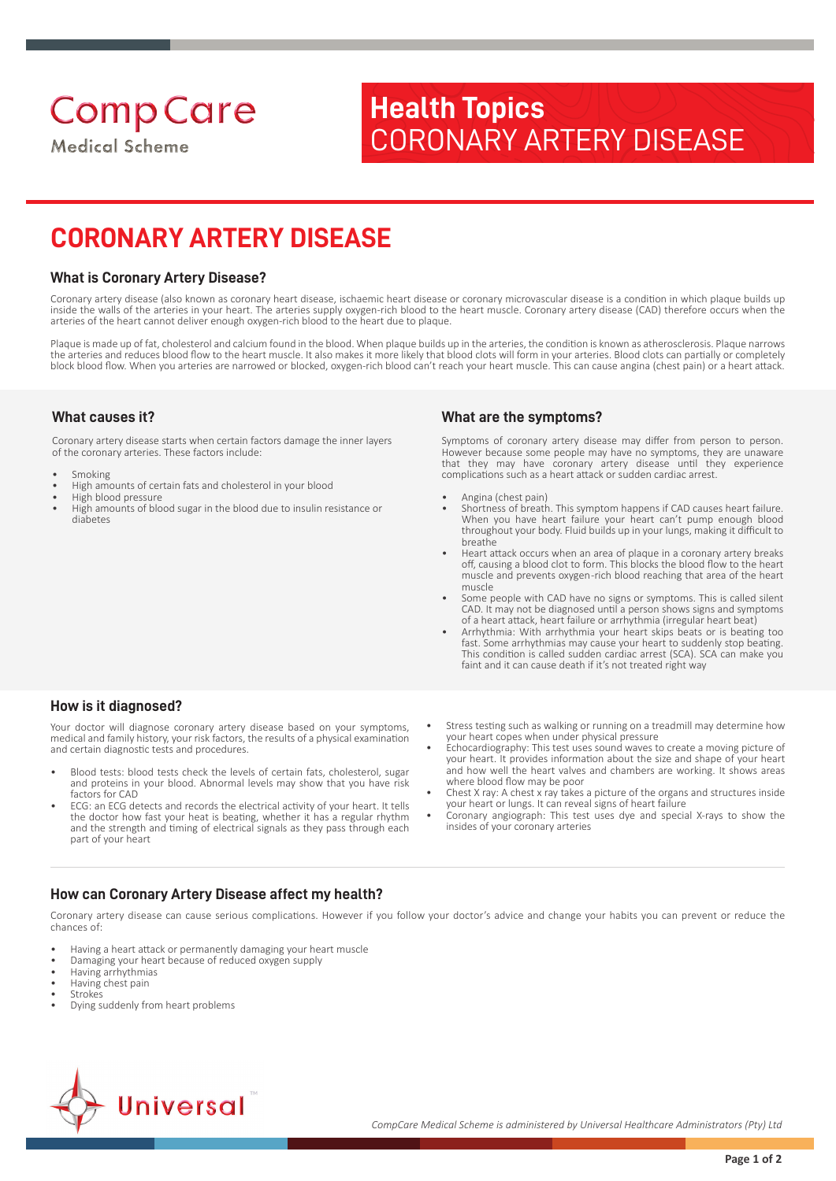CompCare Medical Scheme

# Health Topics CORONARY ARTERY DISEASE

# CORONARY ARTERY DISEASE

## What is Coronary Artery Disease?

Coronary artery disease (also known as coronary heart disease, ischaemic heart disease or coronary microvascular disease is a condition in which plaque builds up inside the walls of the arteries in your heart. The arteries supply oxygen-rich blood to the heart muscle. Coronary artery disease (CAD) therefore occurs when the arteries of the heart cannot deliver enough oxygen-rich blood to the heart due to plaque.

Plaque is made up of fat, cholesterol and calcium found in the blood. When plaque builds up in the arteries, the condition is known as atherosclerosis. Plaque narrows the arteries and reduces blood flow to the heart muscle. It also makes it more likely that blood clots will form in your arteries. Blood clots can partially or completely block blood flow. When you arteries are narrowed or blocked, oxygen-rich blood can't reach your heart muscle. This can cause angina (chest pain) or a heart attack.

## What causes it?

Coronary artery disease starts when certain factors damage the inner layers of the coronary arteries. These factors include:

- Smoking
- High amounts of certain fats and cholesterol in your blood
- High blood pressure
- High amounts of blood sugar in the blood due to insulin resistance or diabetes

## What are the symptoms?

Symptoms of coronary artery disease may differ from person to person. However because some people may have no symptoms, they are unaware that they may have coronary artery disease until they experience complications such as a heart attack or sudden cardiac arrest.

- Angina (chest pain)
- Shortness of breath. This symptom happens if CAD causes heart failure. When you have heart failure your heart can't pump enough blood throughout your body. Fluid builds up in your lungs, making it difficult to breathe
- Heart attack occurs when an area of plaque in a coronary artery breaks off, causing a blood clot to form. This blocks the blood flow to the heart muscle and prevents oxygen-rich blood reaching that area of the heart muscle
- Some people with CAD have no signs or symptoms. This is called silent CAD. It may not be diagnosed until a person shows signs and symptoms of a heart attack, heart failure or arrhythmia (irregular heart beat)
- Arrhythmia: With arrhythmia your heart skips beats or is beating too fast. Some arrhythmias may cause your heart to suddenly stop beating. This condition is called sudden cardiac arrest (SCA). SCA can make you faint and it can cause death if it's not treated right way

## How is it diagnosed?

Your doctor will diagnose coronary artery disease based on your symptoms, medical and family history, your risk factors, the results of a physical examination and certain diagnostic tests and procedures.

- Blood tests: blood tests check the levels of certain fats, cholesterol, sugar and proteins in your blood. Abnormal levels may show that you have risk factors for CAD
- ECG: an ECG detects and records the electrical activity of your heart. It tells the doctor how fast your heat is beating, whether it has a regular rhythm and the strength and timing of electrical signals as they pass through each part of your heart
- Stress testing such as walking or running on a treadmill may determine how your heart copes when under physical pressure
- Echocardiography: This test uses sound waves to create a moving picture of your heart. It provides information about the size and shape of your heart and how well the heart valves and chambers are working. It shows areas where blood flow may be poor
- Chest X ray: A chest x ray takes a picture of the organs and structures inside your heart or lungs. It can reveal signs of heart failure
- Coronary angiograph: This test uses dye and special X-rays to show the insides of your coronary arteries

## How can Coronary Artery Disease affect my health?

Coronary artery disease can cause serious complications. However if you follow your doctor's advice and change your habits you can prevent or reduce the chances of:

- Having a heart attack or permanently damaging your heart muscle
- Damaging your heart because of reduced oxygen supply
- Having arrhythmias
- Having chest pain
- Strokes
- Dying suddenly from heart problems

Universal™

*CompCare Medical Scheme is administered by Universal Healthcare Administrators (Pty) Ltd*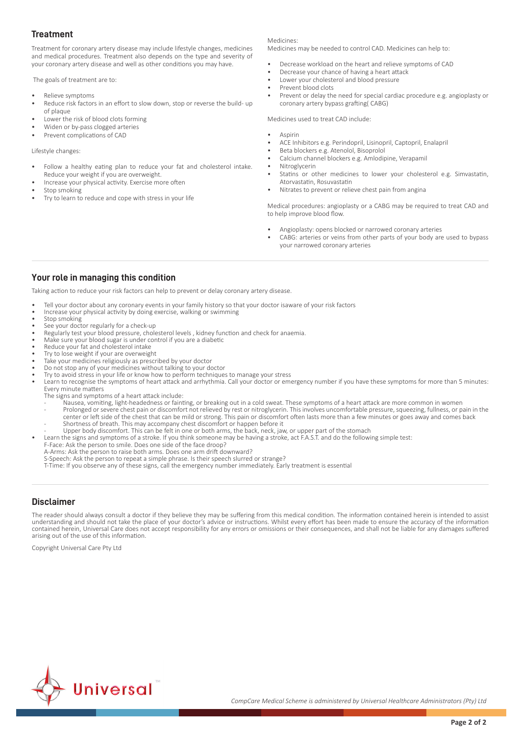## Treatment

Treatment for coronary artery disease may include lifestyle changes, medicines and medical procedures. Treatment also depends on the type and severity of your coronary artery disease and well as other conditions you may have.

The goals of treatment are to:

- Relieve symptoms
- Reduce risk factors in an effort to slow down, stop or reverse the build- up of plaque
- Lower the risk of blood clots forming
- Widen or by-pass clogged arteries
- Prevent complications of CAD

Lifestyle changes:

- Follow a healthy eating plan to reduce your fat and cholesterol intake. Reduce your weight if you are overweight.
- Increase your physical activity. Exercise more often
- Stop smoking
- Try to learn to reduce and cope with stress in your life

Medicines:

Medicines may be needed to control CAD. Medicines can help to:

- Decrease workload on the heart and relieve symptoms of CAD
- Decrease your chance of having a heart attack
- Lower your cholesterol and blood pressure
- Prevent blood clots
- Prevent or delay the need for special cardiac procedure e.g. angioplasty or coronary artery bypass grafting( CABG)

Medicines used to treat CAD include:

- Aspirin
- ACE Inhibitors e.g. Perindopril, Lisinopril, Captopril, Enalapril
- Beta blockers e.g. Atenolol, Bisoprolol
- Calcium channel blockers e.g. Amlodipine, Verapamil
- Nitroglycerin
- Statins or other medicines to lower your cholesterol e.g. Simvastatin, Atorvastatin, Rosuvastatin
- Nitrates to prevent or relieve chest pain from angina

Medical procedures: angioplasty or a CABG may be required to treat CAD and to help improve blood flow.

- Angioplasty: opens blocked or narrowed coronary arteries
- CABG: arteries or veins from other parts of your body are used to bypass your narrowed coronary arteries

## Your role in managing this condition

Taking action to reduce your risk factors can help to prevent or delay coronary artery disease.

- Tell your doctor about any coronary events in your family history so that your doctor isaware of your risk factors
- Increase your physical activity by doing exercise, walking or swimming
- Stop smoking
- See your doctor regularly for a check-up
- Regularly test your blood pressure, cholesterol levels , kidney function and check for anaemia.
- Make sure your blood sugar is under control if you are a diabetic
- Reduce your fat and cholesterol intake
- Try to lose weight if your are overweight
- Take your medicines religiously as prescribed by your doctor
- Do not stop any of your medicines without talking to your doctor
- Try to avoid stress in your life or know how to perform techniques to manage your stress
- Learn to recognise the symptoms of heart attack and arrhythmia. Call your doctor or emergency number if you have these symptoms for more than 5 minutes: Every minute matters

  The signs and symptoms of a heart attack include:
  - Nausea, vomiting, light-headedness or fainting, or breaking out in a cold sweat. These symptoms of a heart attack are more common in women
  - Prolonged or severe chest pain or discomfort not relieved by rest or nitroglycerin. This involves uncomfortable pressure, squeezing, fullness, or pain in the center or left side of the chest that can be mild or strong. This pain or discomfort often lasts more than a few minutes or goes away and comes back
  - Shortness of breath. This may accompany chest discomfort or happen before it
  - Upper body discomfort. This can be felt in one or both arms, the back, neck, jaw, or upper part of the stomach
- Learn the signs and symptoms of a stroke. If you think someone may be having a stroke, act F.A.S.T. and do the following simple test:

  F-Face: Ask the person to smile. Does one side of the face droop?

  A-Arms: Ask the person to raise both arms. Does one arm drift downward?

  S-Speech: Ask the person to repeat a simple phrase. Is their speech slurred or strange?

  T-Time: If you observe any of these signs, call the emergency number immediately. Early treatment is essential

## Disclaimer

The reader should always consult a doctor if they believe they may be suffering from this medical condition. The information contained herein is intended to assist understanding and should not take the place of your doctor's advice or instructions. Whilst every effort has been made to ensure the accuracy of the information contained herein, Universal Care does not accept responsibility for any errors or omissions or their consequences, and shall not be liable for any damages suffered arising out of the use of this information.

Copyright Universal Care Pty Ltd

Universal™

*CompCare Medical Scheme is administered by Universal Healthcare Administrators (Pty) Ltd*